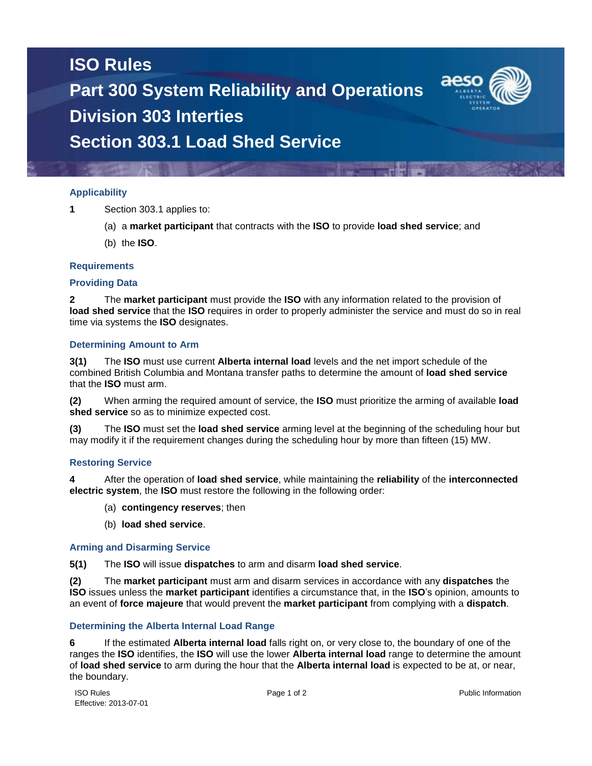# ISO Rules

# Part 300 System Reliability and Operations

# Division 303 Interties

# Section 303.1 Load Shed Service

## Applicability

**1** Section 303.1 applies to:

(a) a **market participant** that contracts with the **ISO** to provide **load shed service**; and

(b) the **ISO**.

## Requirements

### Providing Data

**2** The **market participant** must provide the **ISO** with any information related to the provision of **load shed service** that the **ISO** requires in order to properly administer the service and must do so in real time via systems the **ISO** designates.

### Determining Amount to Arm

**3(1)** The **ISO** must use current **Alberta internal load** levels and the net import schedule of the combined British Columbia and Montana transfer paths to determine the amount of **load shed service** that the **ISO** must arm.

**(2)** When arming the required amount of service, the **ISO** must prioritize the arming of available **load shed service** so as to minimize expected cost.

**(3)** The **ISO** must set the **load shed service** arming level at the beginning of the scheduling hour but may modify it if the requirement changes during the scheduling hour by more than fifteen (15) MW.

### Restoring Service

**4** After the operation of **load shed service**, while maintaining the **reliability** of the **interconnected electric system**, the **ISO** must restore the following in the following order:

(a) **contingency reserves**; then

(b) **load shed service**.

### Arming and Disarming Service

**5(1)** The **ISO** will issue **dispatches** to arm and disarm **load shed service**.

**(2)** The **market participant** must arm and disarm services in accordance with any **dispatches** the **ISO** issues unless the **market participant** identifies a circumstance that, in the **ISO**'s opinion, amounts to an event of **force majeure** that would prevent the **market participant** from complying with a **dispatch**.

### Determining the Alberta Internal Load Range

**6** If the estimated **Alberta internal load** falls right on, or very close to, the boundary of one of the ranges the **ISO** identifies, the **ISO** will use the lower **Alberta internal load** range to determine the amount of **load shed service** to arm during the hour that the **Alberta internal load** is expected to be at, or near, the boundary.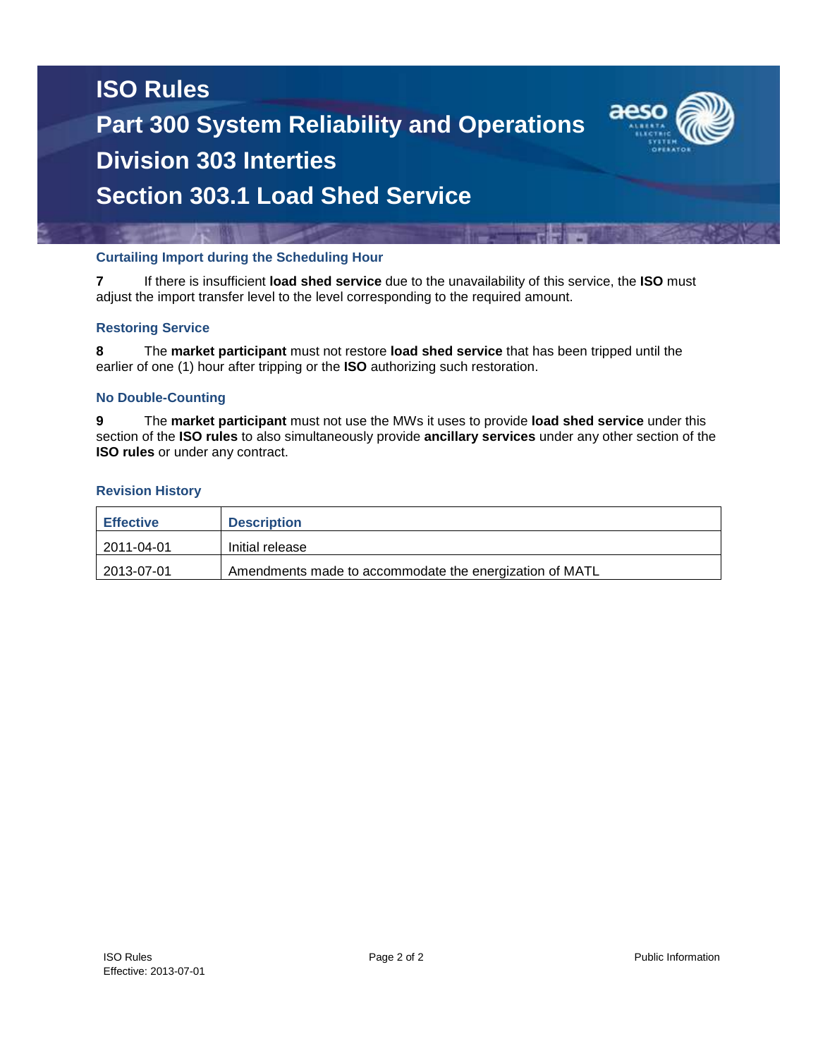# ISO Rules
# Part 300 System Reliability and Operations
# Division 303 Interties
# Section 303.1 Load Shed Service

### Curtailing Import during the Scheduling Hour

**7** If there is insufficient **load shed service** due to the unavailability of this service, the **ISO** must adjust the import transfer level to the level corresponding to the required amount.

### Restoring Service

**8** The **market participant** must not restore **load shed service** that has been tripped until the earlier of one (1) hour after tripping or the **ISO** authorizing such restoration.

### No Double-Counting

**9** The **market participant** must not use the MWs it uses to provide **load shed service** under this section of the **ISO rules** to also simultaneously provide **ancillary services** under any other section of the **ISO rules** or under any contract.

### Revision History

| Effective | Description |
|---|---|
| 2011-04-01 | Initial release |
| 2013-07-01 | Amendments made to accommodate the energization of MATL |